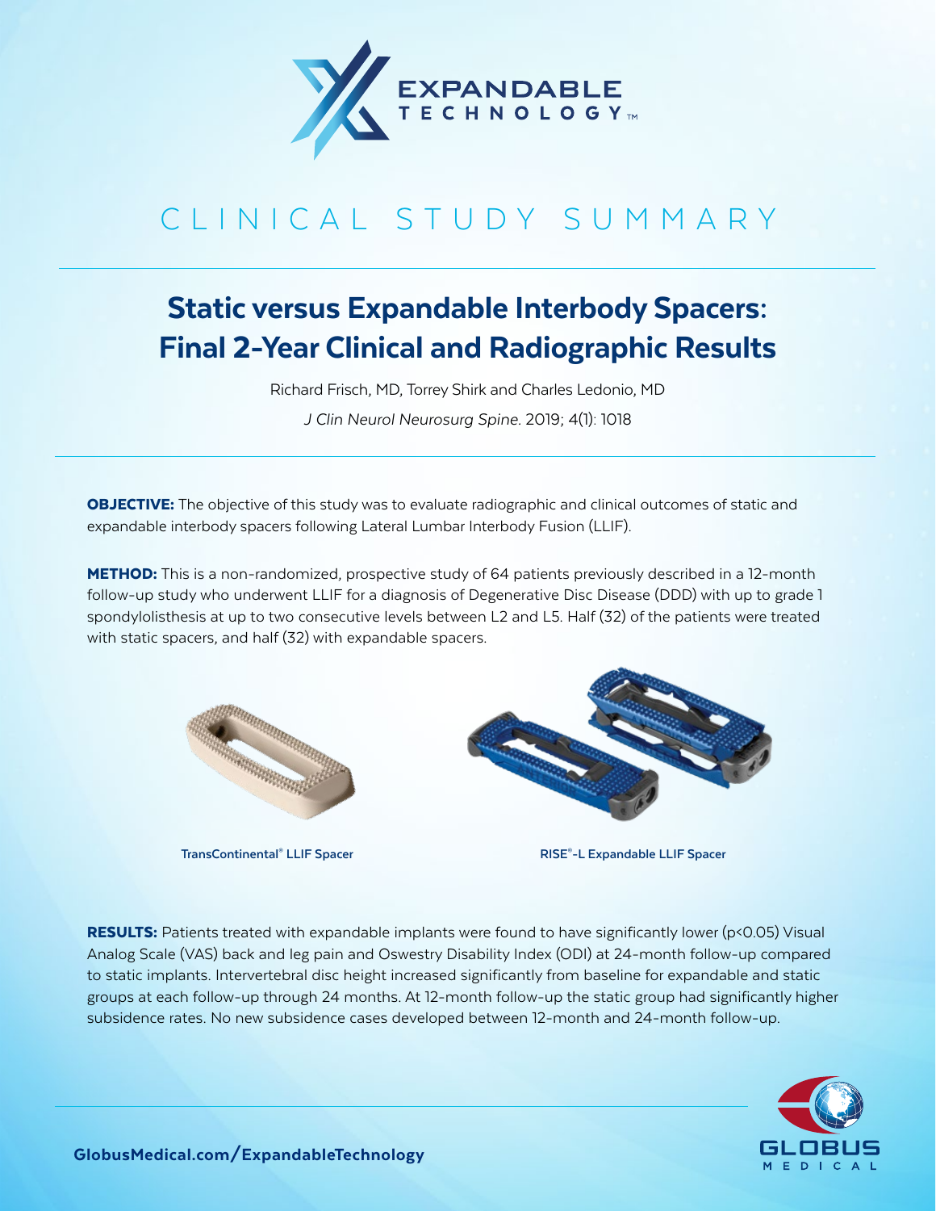EXPANDABLE TECHNOLOGY™

# CLINICAL STUDY SUMMARY

## Static versus Expandable Interbody Spacers: Final 2-Year Clinical and Radiographic Results

Richard Frisch, MD, Torrey Shirk and Charles Ledonio, MD

*J Clin Neurol Neurosurg Spine.* 2019; 4(1): 1018

**OBJECTIVE:** The objective of this study was to evaluate radiographic and clinical outcomes of static and expandable interbody spacers following Lateral Lumbar Interbody Fusion (LLIF).

**METHOD:** This is a non-randomized, prospective study of 64 patients previously described in a 12-month follow-up study who underwent LLIF for a diagnosis of Degenerative Disc Disease (DDD) with up to grade 1 spondylolisthesis at up to two consecutive levels between L2 and L5. Half (32) of the patients were treated with static spacers, and half (32) with expandable spacers.

**TransContinental® LLIF Spacer**

**RISE®-L Expandable LLIF Spacer**

**RESULTS:** Patients treated with expandable implants were found to have significantly lower ($p<0.05$) Visual Analog Scale (VAS) back and leg pain and Oswestry Disability Index (ODI) at 24-month follow-up compared to static implants. Intervertebral disc height increased significantly from baseline for expandable and static groups at each follow-up through 24 months. At 12-month follow-up the static group had significantly higher subsidence rates. No new subsidence cases developed between 12-month and 24-month follow-up.

GlobusMedical.com/ExpandableTechnology

GLOBUS MEDICAL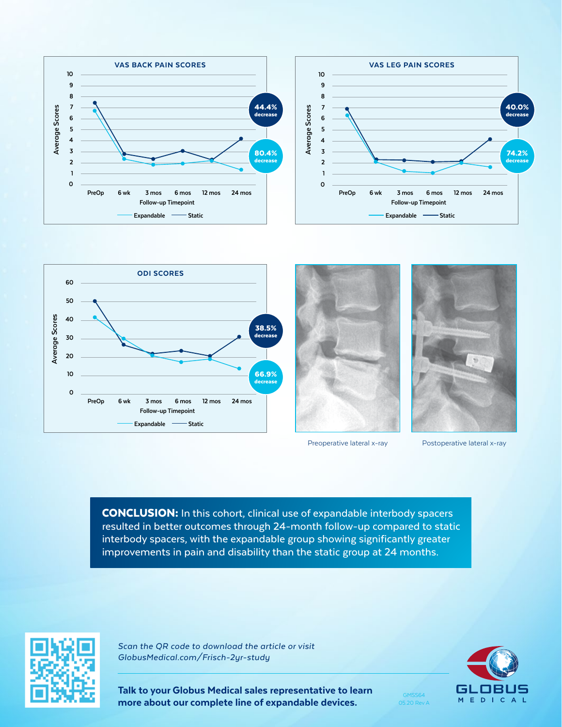VAS BACK PAIN SCORES

Average Scores

10
9
8
7
6
5
4
3
2
1
0

PreOp 6 wk 3 mos 6 mos 12 mos 24 mos

Follow-up Timepoint

Expandable Static

44.4% decrease

80.4% decrease

VAS LEG PAIN SCORES

Average Scores

10
9
8
7
6
5
4
3
2
1
0

PreOp 6 wk 3 mos 6 mos 12 mos 24 mos

Follow-up Timepoint

Expandable Static

40.0% decrease

74.2% decrease

ODI SCORES

Average Scores

60
50
40
30
20
10
0

PreOp 6 wk 3 mos 6 mos 12 mos 24 mos

Follow-up Timepoint

Expandable Static

38.5% decrease

66.9% decrease

Preoperative lateral x-ray

Postoperative lateral x-ray

**CONCLUSION:** In this cohort, clinical use of expandable interbody spacers resulted in better outcomes through 24-month follow-up compared to static interbody spacers, with the expandable group showing significantly greater improvements in pain and disability than the static group at 24 months.

*Scan the QR code to download the article or visit GlobusMedical.com/Frisch-2yr-study*

**Talk to your Globus Medical sales representative to learn more about our complete line of expandable devices.**

GMSS64
05.20 Rev A

GLOBUS MEDICAL